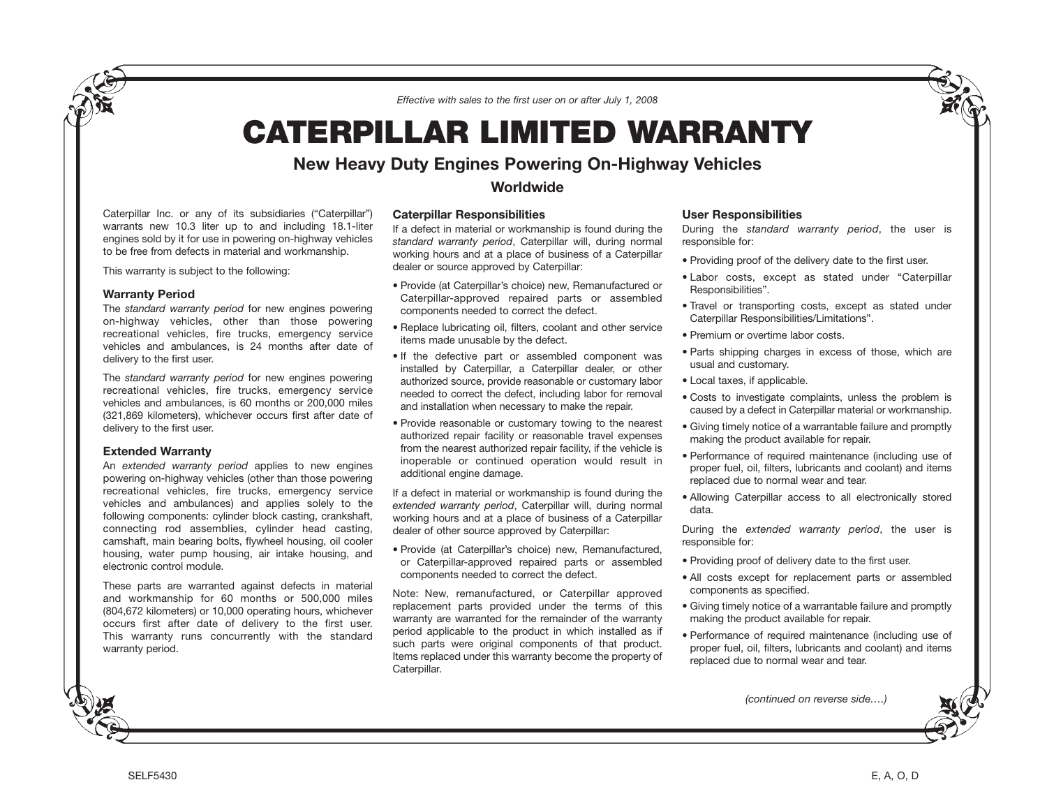*Effective with sales to the first user on or after July 1, 2008*

# CATERPILLAR LIMITED WARRANTY

## New Heavy Duty Engines Powering On-Highway Vehicles

### Worldwide

Caterpillar Inc. or any of its subsidiaries ("Caterpillar") warrants new 10.3 liter up to and including 18.1-liter engines sold by it for use in powering on-highway vehicles to be free from defects in material and workmanship.

This warranty is subject to the following:

### Warranty Period

The *standard warranty period* for new engines powering on-highway vehicles, other than those powering recreational vehicles, fire trucks, emergency service vehicles and ambulances, is 24 months after date of delivery to the first user.

The *standard warranty period* for new engines powering recreational vehicles, fire trucks, emergency service vehicles and ambulances, is 60 months or 200,000 miles (321,869 kilometers), whichever occurs first after date of delivery to the first user.

### Extended Warranty

An *extended warranty period* applies to new engines powering on-highway vehicles (other than those powering recreational vehicles, fire trucks, emergency service vehicles and ambulances) and applies solely to the following components: cylinder block casting, crankshaft, connecting rod assemblies, cylinder head casting, camshaft, main bearing bolts, flywheel housing, oil cooler housing, water pump housing, air intake housing, and electronic control module.

These parts are warranted against defects in material and workmanship for 60 months or 500,000 miles (804,672 kilometers) or 10,000 operating hours, whichever occurs first after date of delivery to the first user. This warranty runs concurrently with the standard warranty period.

### Caterpillar Responsibilities

If a defect in material or workmanship is found during the *standard warranty period*, Caterpillar will, during normal working hours and at a place of business of a Caterpillar dealer or source approved by Caterpillar:

- Provide (at Caterpillar's choice) new, Remanufactured or Caterpillar-approved repaired parts or assembled components needed to correct the defect.
- Replace lubricating oil, filters, coolant and other service items made unusable by the defect.
- If the defective part or assembled component was installed by Caterpillar, a Caterpillar dealer, or other authorized source, provide reasonable or customary labor needed to correct the defect, including labor for removal and installation when necessary to make the repair.
- Provide reasonable or customary towing to the nearest authorized repair facility or reasonable travel expenses from the nearest authorized repair facility, if the vehicle is inoperable or continued operation would result in additional engine damage.

If a defect in material or workmanship is found during the *extended warranty period*, Caterpillar will, during normal working hours and at a place of business of a Caterpillar dealer of other source approved by Caterpillar:

- Provide (at Caterpillar's choice) new, Remanufactured, or Caterpillar-approved repaired parts or assembled components needed to correct the defect.

Note: New, remanufactured, or Caterpillar approved replacement parts provided under the terms of this warranty are warranted for the remainder of the warranty period applicable to the product in which installed as if such parts were original components of that product. Items replaced under this warranty become the property of Caterpillar.

### User Responsibilities

During the *standard warranty period*, the user is responsible for:

- Providing proof of the delivery date to the first user.
- Labor costs, except as stated under "Caterpillar Responsibilities".
- Travel or transporting costs, except as stated under Caterpillar Responsibilities/Limitations".
- Premium or overtime labor costs.
- Parts shipping charges in excess of those, which are usual and customary.
- Local taxes, if applicable.
- Costs to investigate complaints, unless the problem is caused by a defect in Caterpillar material or workmanship.
- Giving timely notice of a warrantable failure and promptly making the product available for repair.
- Performance of required maintenance (including use of proper fuel, oil, filters, lubricants and coolant) and items replaced due to normal wear and tear.
- Allowing Caterpillar access to all electronically stored data.

During the *extended warranty period*, the user is responsible for:

- Providing proof of delivery date to the first user.
- All costs except for replacement parts or assembled components as specified.
- Giving timely notice of a warrantable failure and promptly making the product available for repair.
- Performance of required maintenance (including use of proper fuel, oil, filters, lubricants and coolant) and items replaced due to normal wear and tear.

*(continued on reverse side….)*

SELF5430 E, A, O, D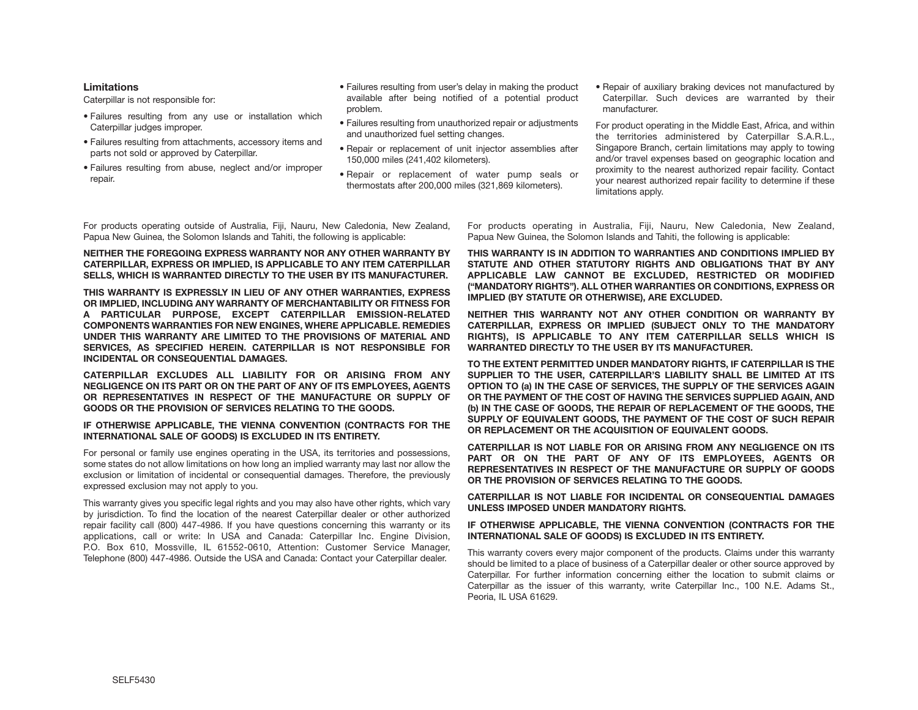### Limitations

Caterpillar is not responsible for:

- Failures resulting from any use or installation which Caterpillar judges improper.
- Failures resulting from attachments, accessory items and parts not sold or approved by Caterpillar.
- Failures resulting from abuse, neglect and/or improper repair.
- Failures resulting from user's delay in making the product available after being notified of a potential product problem.
- Failures resulting from unauthorized repair or adjustments and unauthorized fuel setting changes.
- Repair or replacement of unit injector assemblies after 150,000 miles (241,402 kilometers).
- Repair or replacement of water pump seals or thermostats after 200,000 miles (321,869 kilometers).
- Repair of auxiliary braking devices not manufactured by Caterpillar. Such devices are warranted by their manufacturer.

For product operating in the Middle East, Africa, and within the territories administered by Caterpillar S.A.R.L., Singapore Branch, certain limitations may apply to towing and/or travel expenses based on geographic location and proximity to the nearest authorized repair facility. Contact your nearest authorized repair facility to determine if these limitations apply.

For products operating outside of Australia, Fiji, Nauru, New Caledonia, New Zealand, Papua New Guinea, the Solomon Islands and Tahiti, the following is applicable:

**NEITHER THE FOREGOING EXPRESS WARRANTY NOR ANY OTHER WARRANTY BY CATERPILLAR, EXPRESS OR IMPLIED, IS APPLICABLE TO ANY ITEM CATERPILLAR SELLS, WHICH IS WARRANTED DIRECTLY TO THE USER BY ITS MANUFACTURER.**

**THIS WARRANTY IS EXPRESSLY IN LIEU OF ANY OTHER WARRANTIES, EXPRESS OR IMPLIED, INCLUDING ANY WARRANTY OF MERCHANTABILITY OR FITNESS FOR A PARTICULAR PURPOSE, EXCEPT CATERPILLAR EMISSION-RELATED COMPONENTS WARRANTIES FOR NEW ENGINES, WHERE APPLICABLE. REMEDIES UNDER THIS WARRANTY ARE LIMITED TO THE PROVISIONS OF MATERIAL AND SERVICES, AS SPECIFIED HEREIN. CATERPILLAR IS NOT RESPONSIBLE FOR INCIDENTAL OR CONSEQUENTIAL DAMAGES.**

**CATERPILLAR EXCLUDES ALL LIABILITY FOR OR ARISING FROM ANY NEGLIGENCE ON ITS PART OR ON THE PART OF ANY OF ITS EMPLOYEES, AGENTS OR REPRESENTATIVES IN RESPECT OF THE MANUFACTURE OR SUPPLY OF GOODS OR THE PROVISION OF SERVICES RELATING TO THE GOODS.**

**IF OTHERWISE APPLICABLE, THE VIENNA CONVENTION (CONTRACTS FOR THE INTERNATIONAL SALE OF GOODS) IS EXCLUDED IN ITS ENTIRETY.**

For personal or family use engines operating in the USA, its territories and possessions, some states do not allow limitations on how long an implied warranty may last nor allow the exclusion or limitation of incidental or consequential damages. Therefore, the previously expressed exclusion may not apply to you.

This warranty gives you specific legal rights and you may also have other rights, which vary by jurisdiction. To find the location of the nearest Caterpillar dealer or other authorized repair facility call (800) 447-4986. If you have questions concerning this warranty or its applications, call or write: In USA and Canada: Caterpillar Inc. Engine Division, P.O. Box 610, Mossville, IL 61552-0610, Attention: Customer Service Manager, Telephone (800) 447-4986. Outside the USA and Canada: Contact your Caterpillar dealer.

For products operating in Australia, Fiji, Nauru, New Caledonia, New Zealand, Papua New Guinea, the Solomon Islands and Tahiti, the following is applicable:

**THIS WARRANTY IS IN ADDITION TO WARRANTIES AND CONDITIONS IMPLIED BY STATUTE AND OTHER STATUTORY RIGHTS AND OBLIGATIONS THAT BY ANY APPLICABLE LAW CANNOT BE EXCLUDED, RESTRICTED OR MODIFIED ("MANDATORY RIGHTS"). ALL OTHER WARRANTIES OR CONDITIONS, EXPRESS OR IMPLIED (BY STATUTE OR OTHERWISE), ARE EXCLUDED.**

**NEITHER THIS WARRANTY NOT ANY OTHER CONDITION OR WARRANTY BY CATERPILLAR, EXPRESS OR IMPLIED (SUBJECT ONLY TO THE MANDATORY RIGHTS), IS APPLICABLE TO ANY ITEM CATERPILLAR SELLS WHICH IS WARRANTED DIRECTLY TO THE USER BY ITS MANUFACTURER.**

**TO THE EXTENT PERMITTED UNDER MANDATORY RIGHTS, IF CATERPILLAR IS THE SUPPLIER TO THE USER, CATERPILLAR'S LIABILITY SHALL BE LIMITED AT ITS OPTION TO (a) IN THE CASE OF SERVICES, THE SUPPLY OF THE SERVICES AGAIN OR THE PAYMENT OF THE COST OF HAVING THE SERVICES SUPPLIED AGAIN, AND (b) IN THE CASE OF GOODS, THE REPAIR OF REPLACEMENT OF THE GOODS, THE SUPPLY OF EQUIVALENT GOODS, THE PAYMENT OF THE COST OF SUCH REPAIR OR REPLACEMENT OR THE ACQUISITION OF EQUIVALENT GOODS.**

**CATERPILLAR IS NOT LIABLE FOR OR ARISING FROM ANY NEGLIGENCE ON ITS PART OR ON THE PART OF ANY OF ITS EMPLOYEES, AGENTS OR REPRESENTATIVES IN RESPECT OF THE MANUFACTURE OR SUPPLY OF GOODS OR THE PROVISION OF SERVICES RELATING TO THE GOODS.**

**CATERPILLAR IS NOT LIABLE FOR INCIDENTAL OR CONSEQUENTIAL DAMAGES UNLESS IMPOSED UNDER MANDATORY RIGHTS.**

**IF OTHERWISE APPLICABLE, THE VIENNA CONVENTION (CONTRACTS FOR THE INTERNATIONAL SALE OF GOODS) IS EXCLUDED IN ITS ENTIRETY.**

This warranty covers every major component of the products. Claims under this warranty should be limited to a place of business of a Caterpillar dealer or other source approved by Caterpillar. For further information concerning either the location to submit claims or Caterpillar as the issuer of this warranty, write Caterpillar Inc., 100 N.E. Adams St., Peoria, IL USA 61629.

SELF5430